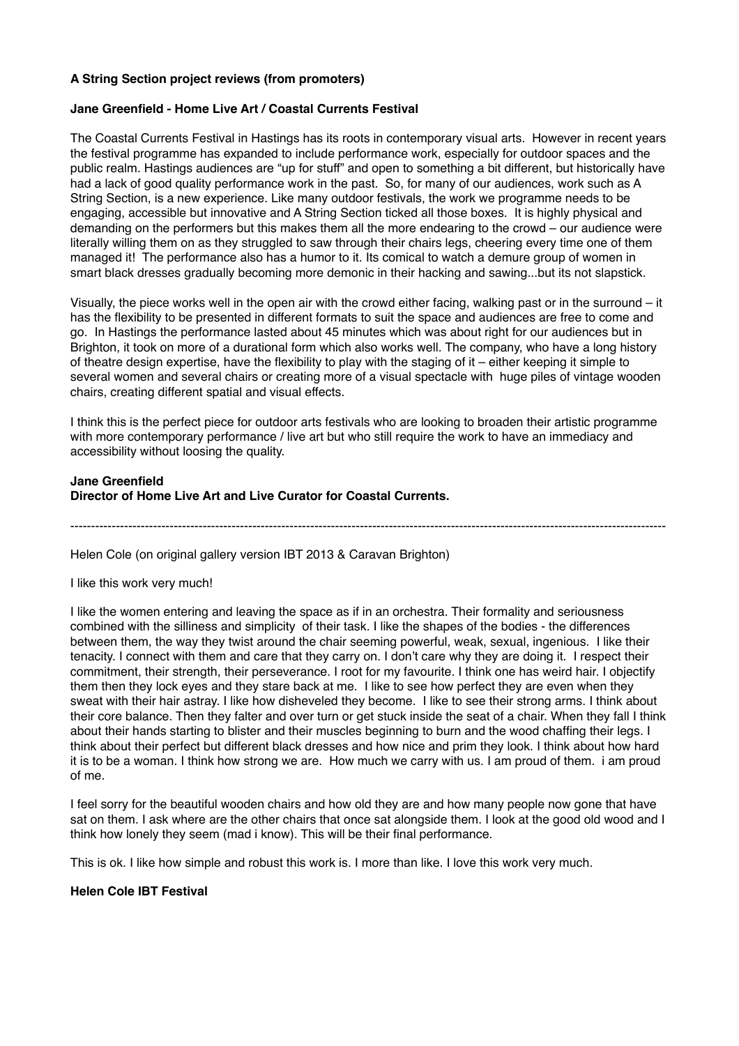**A String Section project reviews (from promoters)**

**Jane Greenfield - Home Live Art / Coastal Currents Festival**

The Coastal Currents Festival in Hastings has its roots in contemporary visual arts. However in recent years the festival programme has expanded to include performance work, especially for outdoor spaces and the public realm. Hastings audiences are "up for stuff" and open to something a bit different, but historically have had a lack of good quality performance work in the past. So, for many of our audiences, work such as A String Section, is a new experience. Like many outdoor festivals, the work we programme needs to be engaging, accessible but innovative and A String Section ticked all those boxes. It is highly physical and demanding on the performers but this makes them all the more endearing to the crowd – our audience were literally willing them on as they struggled to saw through their chairs legs, cheering every time one of them managed it! The performance also has a humor to it. Its comical to watch a demure group of women in smart black dresses gradually becoming more demonic in their hacking and sawing...but its not slapstick.

Visually, the piece works well in the open air with the crowd either facing, walking past or in the surround – it has the flexibility to be presented in different formats to suit the space and audiences are free to come and go. In Hastings the performance lasted about 45 minutes which was about right for our audiences but in Brighton, it took on more of a durational form which also works well. The company, who have a long history of theatre design expertise, have the flexibility to play with the staging of it – either keeping it simple to several women and several chairs or creating more of a visual spectacle with huge piles of vintage wooden chairs, creating different spatial and visual effects.

I think this is the perfect piece for outdoor arts festivals who are looking to broaden their artistic programme with more contemporary performance / live art but who still require the work to have an immediacy and accessibility without loosing the quality.

**Jane Greenfield**
**Director of Home Live Art and Live Curator for Coastal Currents.**

---

Helen Cole (on original gallery version IBT 2013 & Caravan Brighton)

I like this work very much!

I like the women entering and leaving the space as if in an orchestra. Their formality and seriousness combined with the silliness and simplicity of their task. I like the shapes of the bodies - the differences between them, the way they twist around the chair seeming powerful, weak, sexual, ingenious. I like their tenacity. I connect with them and care that they carry on. I don't care why they are doing it. I respect their commitment, their strength, their perseverance. I root for my favourite. I think one has weird hair. I objectify them then they lock eyes and they stare back at me. I like to see how perfect they are even when they sweat with their hair astray. I like how disheveled they become. I like to see their strong arms. I think about their core balance. Then they falter and over turn or get stuck inside the seat of a chair. When they fall I think about their hands starting to blister and their muscles beginning to burn and the wood chaffing their legs. I think about their perfect but different black dresses and how nice and prim they look. I think about how hard it is to be a woman. I think how strong we are. How much we carry with us. I am proud of them. i am proud of me.

I feel sorry for the beautiful wooden chairs and how old they are and how many people now gone that have sat on them. I ask where are the other chairs that once sat alongside them. I look at the good old wood and I think how lonely they seem (mad i know). This will be their final performance.

This is ok. I like how simple and robust this work is. I more than like. I love this work very much.

**Helen Cole IBT Festival**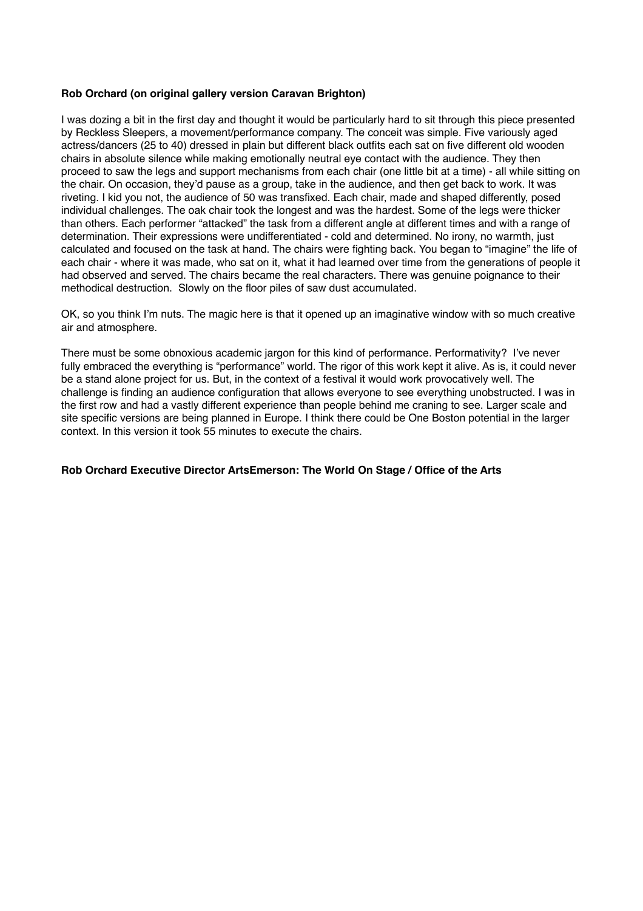**Rob Orchard (on original gallery version Caravan Brighton)**

I was dozing a bit in the first day and thought it would be particularly hard to sit through this piece presented by Reckless Sleepers, a movement/performance company. The conceit was simple. Five variously aged actress/dancers (25 to 40) dressed in plain but different black outfits each sat on five different old wooden chairs in absolute silence while making emotionally neutral eye contact with the audience. They then proceed to saw the legs and support mechanisms from each chair (one little bit at a time) - all while sitting on the chair. On occasion, they'd pause as a group, take in the audience, and then get back to work. It was riveting. I kid you not, the audience of 50 was transfixed. Each chair, made and shaped differently, posed individual challenges. The oak chair took the longest and was the hardest. Some of the legs were thicker than others. Each performer "attacked" the task from a different angle at different times and with a range of determination. Their expressions were undifferentiated - cold and determined. No irony, no warmth, just calculated and focused on the task at hand. The chairs were fighting back. You began to "imagine" the life of each chair - where it was made, who sat on it, what it had learned over time from the generations of people it had observed and served. The chairs became the real characters. There was genuine poignance to their methodical destruction. Slowly on the floor piles of saw dust accumulated.

OK, so you think I'm nuts. The magic here is that it opened up an imaginative window with so much creative air and atmosphere.

There must be some obnoxious academic jargon for this kind of performance. Performativity? I've never fully embraced the everything is "performance" world. The rigor of this work kept it alive. As is, it could never be a stand alone project for us. But, in the context of a festival it would work provocatively well. The challenge is finding an audience configuration that allows everyone to see everything unobstructed. I was in the first row and had a vastly different experience than people behind me craning to see. Larger scale and site specific versions are being planned in Europe. I think there could be One Boston potential in the larger context. In this version it took 55 minutes to execute the chairs.

**Rob Orchard Executive Director ArtsEmerson: The World On Stage / Office of the Arts**